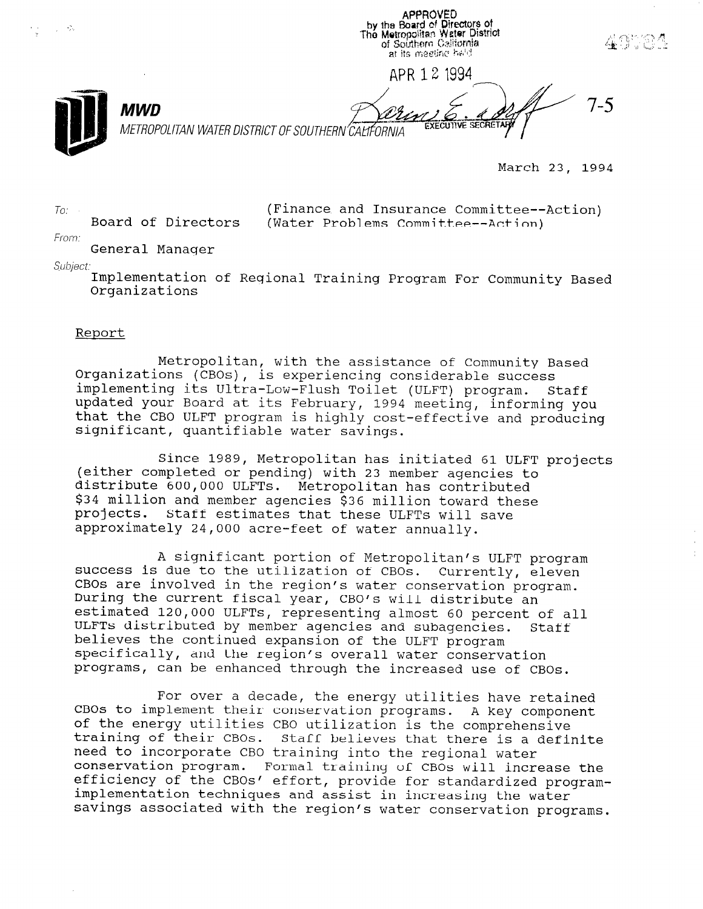APPROVED
by the Board of Directors of
The Metropolitan Water District
of Southern California
at its meeting held

APR 12 1994

EXECUTIVE SECRETARY

7-5

**MWD**
METROPOLITAN WATER DISTRICT OF SOUTHERN CALIFORNIA

March 23, 1994

To: Board of Directors (Finance and Insurance Committee--Action) (Water Problems Committee--Action)

From: General Manager

Subject: Implementation of Regional Training Program For Community Based Organizations

Report

Metropolitan, with the assistance of Community Based Organizations (CBOs), is experiencing considerable success implementing its Ultra-Low-Flush Toilet (ULFT) program. Staff updated your Board at its February, 1994 meeting, informing you that the CBO ULFT program is highly cost-effective and producing significant, quantifiable water savings.

Since 1989, Metropolitan has initiated 61 ULFT projects (either completed or pending) with 23 member agencies to distribute 600,000 ULFTs. Metropolitan has contributed \$34 million and member agencies \$36 million toward these projects. Staff estimates that these ULFTs will save approximately 24,000 acre-feet of water annually.

A significant portion of Metropolitan's ULFT program success is due to the utilization of CBOs. Currently, eleven CBOs are involved in the region's water conservation program. During the current fiscal year, CBO's will distribute an estimated 120,000 ULFTs, representing almost 60 percent of all ULFTs distributed by member agencies and subagencies. Staff believes the continued expansion of the ULFT program specifically, and the region's overall water conservation programs, can be enhanced through the increased use of CBOs.

For over a decade, the energy utilities have retained CBOs to implement their conservation programs. A key component of the energy utilities CBO utilization is the comprehensive training of their CBOs. Staff believes that there is a definite need to incorporate CBO training into the regional water conservation program. Formal training of CBOs will increase the efficiency of the CBOs' effort, provide for standardized program-implementation techniques and assist in increasing the water savings associated with the region's water conservation programs.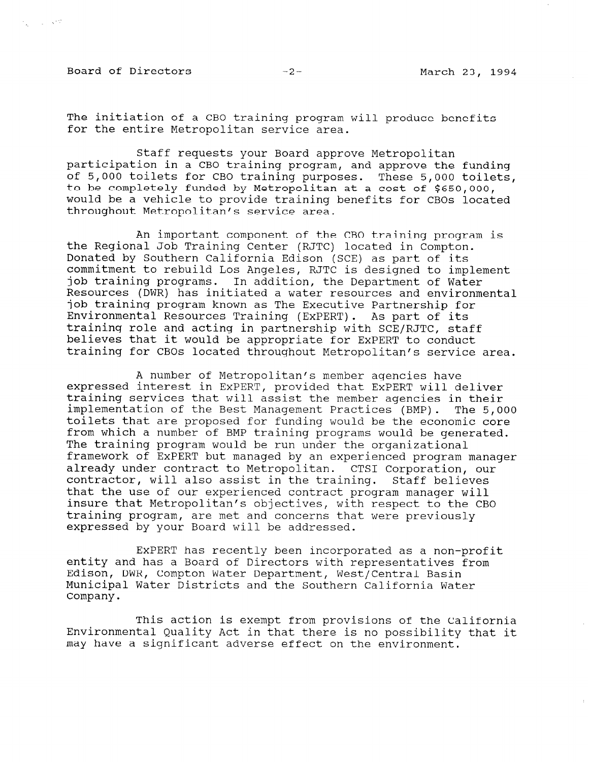The initiation of a CBO training program will produce benefits for the entire Metropolitan service area.

Staff requests your Board approve Metropolitan participation in a CBO training program, and approve the funding of 5,000 toilets for CBO training purposes. These 5,000 toilets, to be completely funded by Metropolitan at a cost of $650,000, would be a vehicle to provide training benefits for CBOs located throughout Metropolitan's service area.

An important component of the CBO training program is the Regional Job Training Center (RJTC) located in Compton. Donated by Southern California Edison (SCE) as part of its commitment to rebuild Los Angeles, RJTC is designed to implement job training programs. In addition, the Department of Water Resources (DWR) has initiated a water resources and environmental job training program known as The Executive Partnership for Environmental Resources Training (ExPERT). As part of its training role and acting in partnership with SCE/RJTC, staff believes that it would be appropriate for ExPERT to conduct training for CBOs located throughout Metropolitan's service area.

A number of Metropolitan's member agencies have expressed interest in ExPERT, provided that ExPERT will deliver training services that will assist the member agencies in their implementation of the Best Management Practices (BMP). The 5,000 toilets that are proposed for funding would be the economic core from which a number of BMP training programs would be generated. The training program would be run under the organizational framework of ExPERT but managed by an experienced program manager already under contract to Metropolitan. CTSI Corporation, our contractor, will also assist in the training. Staff believes that the use of our experienced contract program manager will insure that Metropolitan's objectives, with respect to the CBO training program, are met and concerns that were previously expressed by your Board will be addressed.

ExPERT has recently been incorporated as a non-profit entity and has a Board of Directors with representatives from Edison, DWR, Compton Water Department, West/Central Basin Municipal Water Districts and the Southern California Water Company.

This action is exempt from provisions of the California Environmental Quality Act in that there is no possibility that it may have a significant adverse effect on the environment.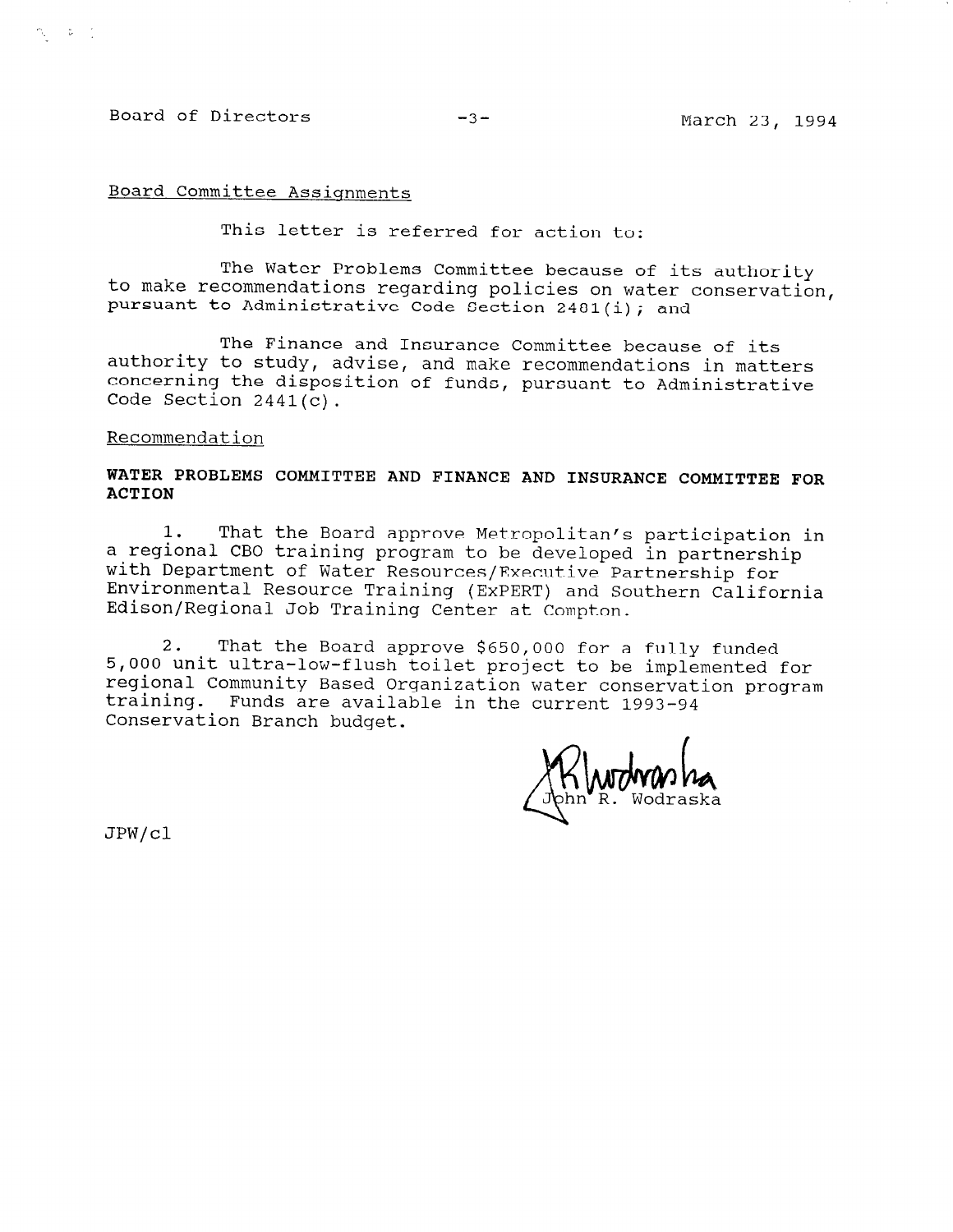Board Committee Assignments

This letter is referred for action to:

The Water Problems Committee because of its authority to make recommendations regarding policies on water conservation, pursuant to Administrative Code Section 2481(i); and

The Finance and Insurance Committee because of its authority to study, advise, and make recommendations in matters concerning the disposition of funds, pursuant to Administrative Code Section 2441(c).

Recommendation

**WATER PROBLEMS COMMITTEE AND FINANCE AND INSURANCE COMMITTEE FOR ACTION**

1. That the Board approve Metropolitan's participation in a regional CBO training program to be developed in partnership with Department of Water Resources/Executive Partnership for Environmental Resource Training (ExPERT) and Southern California Edison/Regional Job Training Center at Compton.

2. That the Board approve $650,000 for a fully funded 5,000 unit ultra-low-flush toilet project to be implemented for regional Community Based Organization water conservation program training. Funds are available in the current 1993-94 Conservation Branch budget.

John R. Wodraska

JPW/cl